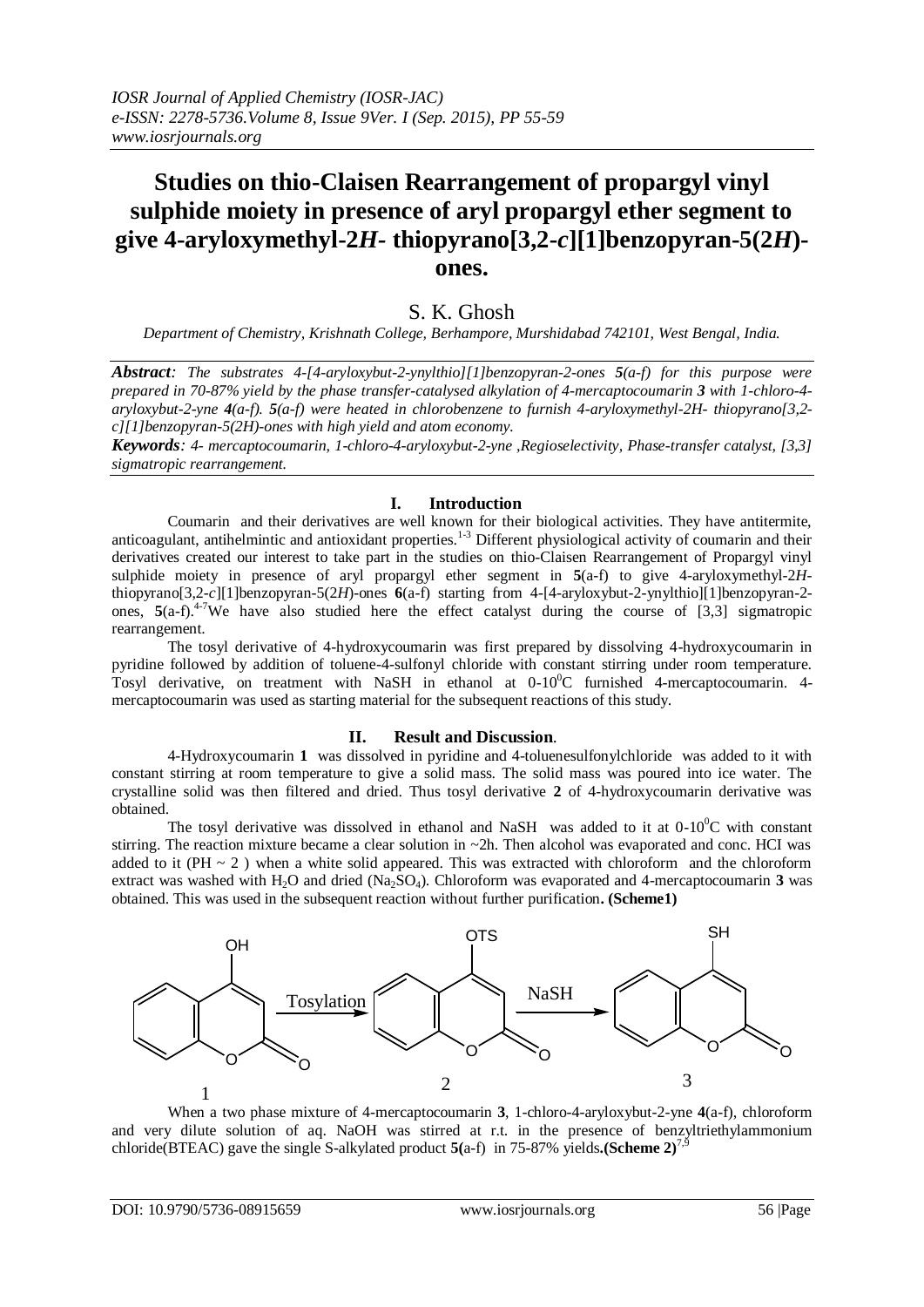# Studies on thio-Claisen Rearrangement of propargyl vinyl sulphide moiety in presence of aryl propargyl ether segment to give 4-aryloxymethyl-2*H*- thiopyrano[3,2-*c*][1]benzopyran-5(2*H*)-ones.

S. K. Ghosh

*Department of Chemistry, Krishnath College, Berhampore, Murshidabad 742101, West Bengal, India.*

***Abstract**: The substrates 4-[4-aryloxybut-2-ynylthio][1]benzopyran-2-ones **5(a-f)** for this purpose were prepared in 70-87% yield by the phase transfer-catalysed alkylation of 4-mercaptocoumarin **3** with 1-chloro-4-aryloxybut-2-yne **4(a-f)**. **5(a-f)** were heated in chlorobenzene to furnish 4-aryloxymethyl-2H- thiopyrano[3,2-c][1]benzopyran-5(2H)-ones with high yield and atom economy.*

***Keywords**: 4- mercaptocoumarin, 1-chloro-4-aryloxybut-2-yne ,Regioselectivity, Phase-transfer catalyst, [3,3] sigmatropic rearrangement.*

## I. Introduction

Coumarin and their derivatives are well known for their biological activities. They have antitermite, anticoagulant, antihelmintic and antioxidant properties.[1-3] Different physiological activity of coumarin and their derivatives created our interest to take part in the studies on thio-Claisen Rearrangement of Propargyl vinyl sulphide moiety in presence of aryl propargyl ether segment in **5**(a-f) to give 4-aryloxymethyl-2*H*-thiopyrano[3,2-*c*][1]benzopyran-5(2*H*)-ones **6**(a-f) starting from 4-[4-aryloxybut-2-ynylthio][1]benzopyran-2-ones, **5**(a-f).[4-7] We have also studied here the effect catalyst during the course of [3,3] sigmatropic rearrangement.

The tosyl derivative of 4-hydroxycoumarin was first prepared by dissolving 4-hydroxycoumarin in pyridine followed by addition of toluene-4-sulfonyl chloride with constant stirring under room temperature. Tosyl derivative, on treatment with NaSH in ethanol at $0\text{-}10^0$C furnished 4-mercaptocoumarin. 4-mercaptocoumarin was used as starting material for the subsequent reactions of this study.

## II. Result and Discussion.

4-Hydroxycoumarin **1** was dissolved in pyridine and 4-toluenesulfonylchloride was added to it with constant stirring at room temperature to give a solid mass. The solid mass was poured into ice water. The crystalline solid was then filtered and dried. Thus tosyl derivative **2** of 4-hydroxycoumarin derivative was obtained.

The tosyl derivative was dissolved in ethanol and NaSH was added to it at $0\text{-}10^0$C with constant stirring. The reaction mixture became a clear solution in ~2h. Then alcohol was evaporated and conc. HCl was added to it (PH ~ 2 ) when a white solid appeared. This was extracted with chloroform and the chloroform extract was washed with $H_2O$ and dried ($Na_2SO_4$). Chloroform was evaporated and 4-mercaptocoumarin **3** was obtained. This was used in the subsequent reaction without further purification**. (Scheme1)**

When a two phase mixture of 4-mercaptocoumarin **3**, 1-chloro-4-aryloxybut-2-yne **4**(a-f), chloroform and very dilute solution of aq. NaOH was stirred at r.t. in the presence of benzyltriethylammonium chloride(BTEAC) gave the single S-alkylated product **5(**a-f) in 75-87% yields**.(Scheme 2)**[7,9]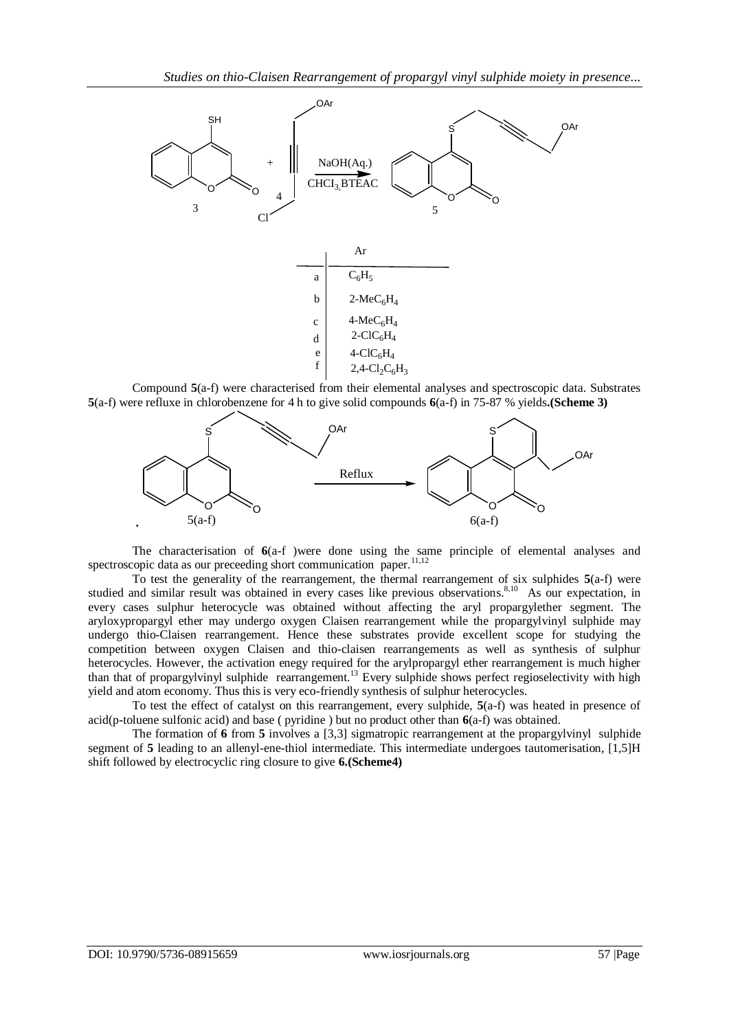| | Ar |
|---|---|
| a | $C_6H_5$ |
| b | $2\text{-}MeC_6H_4$ |
| c | $4\text{-}MeC_6H_4$ |
| d | $2\text{-}ClC_6H_4$ |
| e | $4\text{-}ClC_6H_4$ |
| f | $2,4\text{-}Cl_2C_6H_3$ |

Compound **5**(a-f) were characterised from their elemental analyses and spectroscopic data. Substrates **5**(a-f) were refluxe in chlorobenzene for 4 h to give solid compounds **6**(a-f) in 75-87 % yields**.(Scheme 3)**

The characterisation of **6**(a-f )were done using the same principle of elemental analyses and spectroscopic data as our preceeding short communication paper.[11,12]

To test the generality of the rearrangement, the thermal rearrangement of six sulphides **5**(a-f) were studied and similar result was obtained in every cases like previous observations.[8,10] As our expectation, in every cases sulphur heterocycle was obtained without affecting the aryl propargylether segment. The aryloxypropargyl ether may undergo oxygen Claisen rearrangement while the propargylvinyl sulphide may undergo thio-Claisen rearrangement. Hence these substrates provide excellent scope for studying the competition between oxygen Claisen and thio-claisen rearrangements as well as synthesis of sulphur heterocycles. However, the activation enegy required for the arylpropargyl ether rearrangement is much higher than that of propargylvinyl sulphide rearrangement.[13] Every sulphide shows perfect regioselectivity with high yield and atom economy. Thus this is very eco-friendly synthesis of sulphur heterocycles.

To test the effect of catalyst on this rearrangement, every sulphide, **5**(a-f) was heated in presence of acid(p-toluene sulfonic acid) and base ( pyridine ) but no product other than **6**(a-f) was obtained.

The formation of **6** from **5** involves a [3,3] sigmatropic rearrangement at the propargylvinyl sulphide segment of **5** leading to an allenyl-ene-thiol intermediate. This intermediate undergoes tautomerisation, [1,5]H shift followed by electrocyclic ring closure to give **6.(Scheme4)**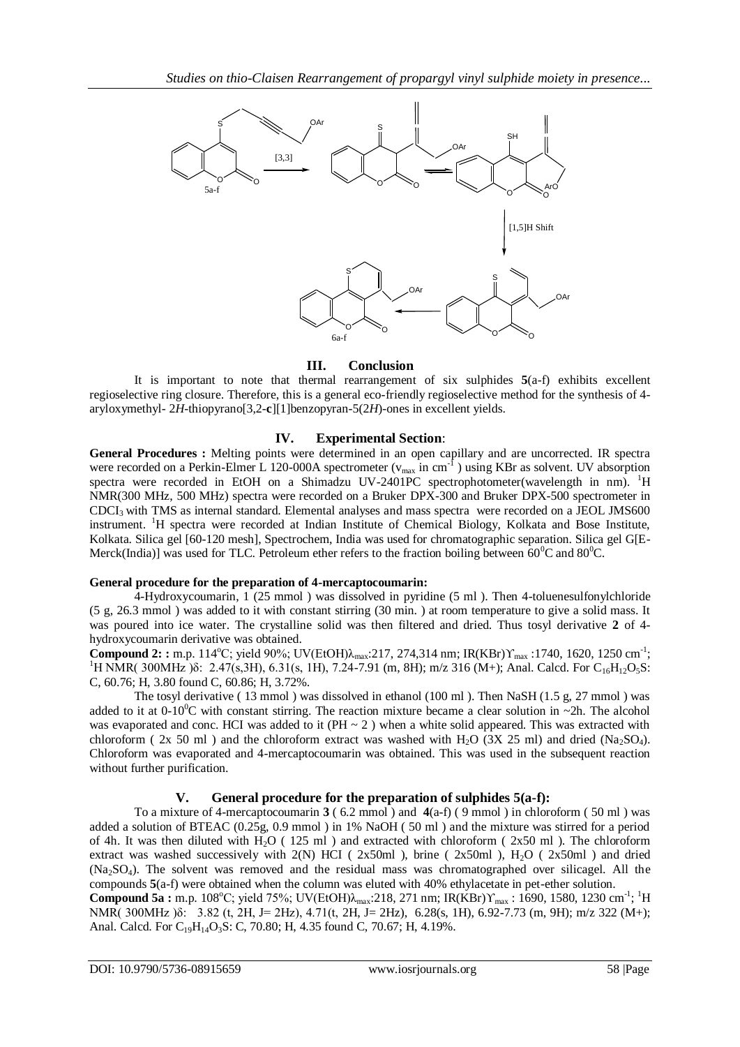### III. Conclusion

It is important to note that thermal rearrangement of six sulphides **5**(a-f) exhibits excellent regioselective ring closure. Therefore, this is a general eco-friendly regioselective method for the synthesis of 4-aryloxymethyl- 2*H*-thiopyrano[3,2-**c**][1]benzopyran-5(2*H*)-ones in excellent yields.

### IV. Experimental Section:

**General Procedures :** Melting points were determined in an open capillary and are uncorrected. IR spectra were recorded on a Perkin-Elmer L 120-000A spectrometer ($\nu_{max}$ in $cm^{-1}$ ) using KBr as solvent. UV absorption spectra were recorded in EtOH on a Shimadzu UV-2401PC spectrophotometer(wavelength in nm). $^1H$ NMR(300 MHz, 500 MHz) spectra were recorded on a Bruker DPX-300 and Bruker DPX-500 spectrometer in $CDCl_3$ with TMS as internal standard. Elemental analyses and mass spectra were recorded on a JEOL JMS600 instrument. $^1H$ spectra were recorded at Indian Institute of Chemical Biology, Kolkata and Bose Institute, Kolkata. Silica gel [60-120 mesh], Spectrochem, India was used for chromatographic separation. Silica gel G[E-Merck(India)] was used for TLC. Petroleum ether refers to the fraction boiling between $60^0C$ and $80^0C$.

**General procedure for the preparation of 4-mercaptocoumarin:**

4-Hydroxycoumarin, 1 (25 mmol ) was dissolved in pyridine (5 ml ). Then 4-toluenesulfonylchloride (5 g, 26.3 mmol ) was added to it with constant stirring (30 min. ) at room temperature to give a solid mass. It was poured into ice water. The crystalline solid was then filtered and dried. Thus tosyl derivative **2** of 4-hydroxycoumarin derivative was obtained.

**Compound 2: :** m.p. 114$^o$C; yield 90%; UV(EtOH)$\lambda_{max}$:217, 274,314 nm; IR(KBr)$\Upsilon_{max}$ :1740, 1620, 1250 $cm^{-1}$; $^1H$ NMR( 300MHz )δ: 2.47(s,3H), 6.31(s, 1H), 7.24-7.91 (m, 8H); m/z 316 (M+); Anal. Calcd. For $C_{16}H_{12}O_5S$: C, 60.76; H, 3.80 found C, 60.86; H, 3.72%.

The tosyl derivative ( 13 mmol ) was dissolved in ethanol (100 ml ). Then NaSH (1.5 g, 27 mmol ) was added to it at 0-10$^0$C with constant stirring. The reaction mixture became a clear solution in ~2h. The alcohol was evaporated and conc. HCI was added to it (PH ~ 2 ) when a white solid appeared. This was extracted with chloroform ( 2x 50 ml ) and the chloroform extract was washed with $H_2O$ (3X 25 ml) and dried ($Na_2SO_4$). Chloroform was evaporated and 4-mercaptocoumarin was obtained. This was used in the subsequent reaction without further purification.

### V. General procedure for the preparation of sulphides 5(a-f):

To a mixture of 4-mercaptocoumarin **3** ( 6.2 mmol ) and **4**(a-f) ( 9 mmol ) in chloroform ( 50 ml ) was added a solution of BTEAC (0.25g, 0.9 mmol ) in 1% NaOH ( 50 ml ) and the mixture was stirred for a period of 4h. It was then diluted with $H_2O$ ( 125 ml ) and extracted with chloroform ( 2x50 ml ). The chloroform extract was washed successively with 2(N) HCI ( 2x50ml ), brine ( 2x50ml ), $H_2O$ ( 2x50ml ) and dried ($Na_2SO_4$). The solvent was removed and the residual mass was chromatographed over silicagel. All the compounds **5**(a-f) were obtained when the column was eluted with 40% ethylacetate in pet-ether solution.

**Compound 5a :** m.p. 108$^o$C; yield 75%; UV(EtOH)$\lambda_{max}$:218, 271 nm; IR(KBr)$\Upsilon_{max}$ : 1690, 1580, 1230 $cm^{-1}$; $^1H$ NMR( 300MHz )δ: 3.82 (t, 2H, J= 2Hz), 4.71(t, 2H, J= 2Hz), 6.28(s, 1H), 6.92-7.73 (m, 9H); m/z 322 (M+); Anal. Calcd. For $C_{19}H_{14}O_3S$: C, 70.80; H, 4.35 found C, 70.67; H, 4.19%.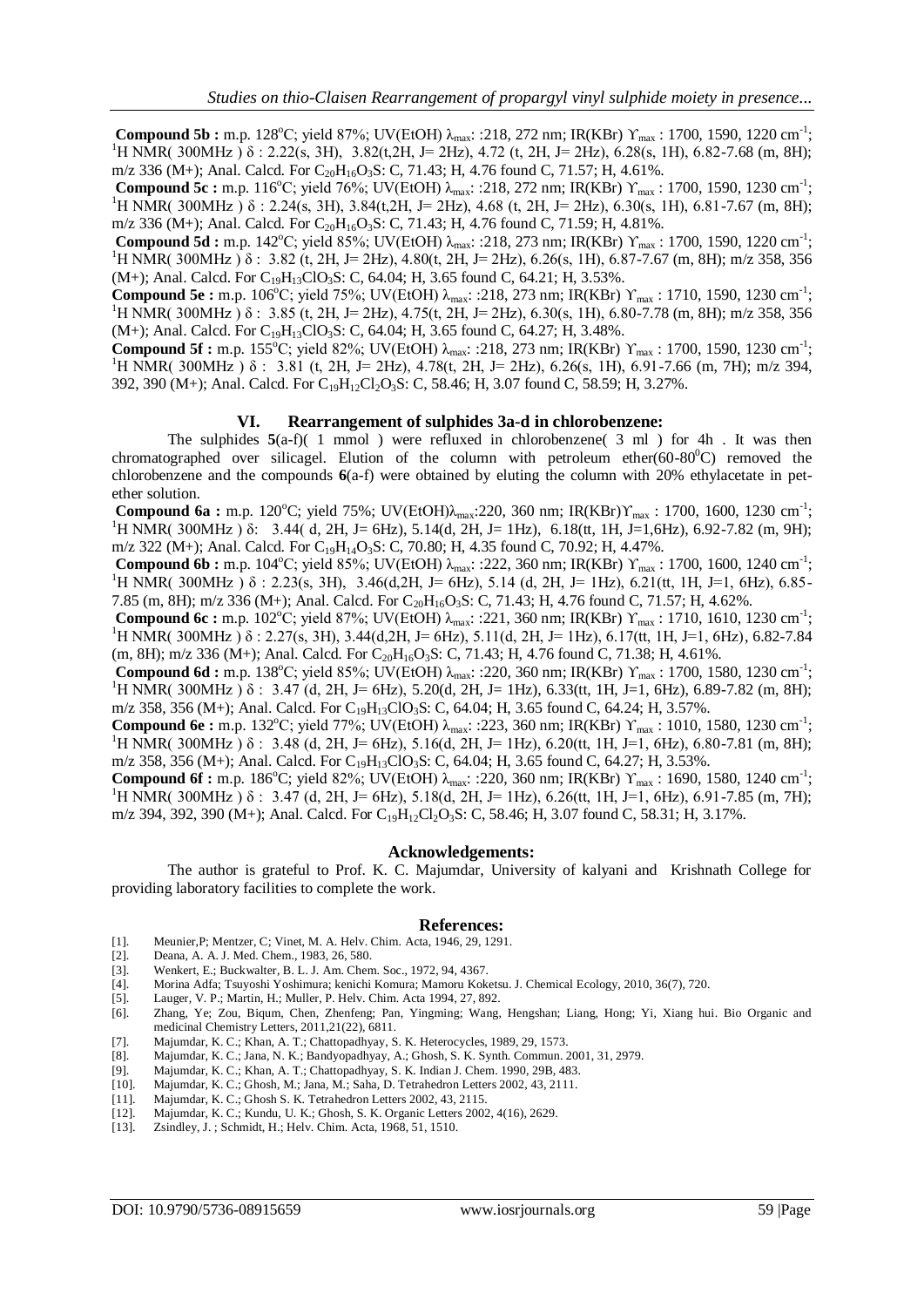**Compound 5b :** m.p. 128°C; yield 87%; UV(EtOH) $\lambda_{max}$: :218, 272 nm; IR(KBr) $\Upsilon_{max}$ : 1700, 1590, 1220 cm$^{-1}$; $^1$H NMR( 300MHz ) δ : 2.22(s, 3H), 3.82(t,2H, J= 2Hz), 4.72 (t, 2H, J= 2Hz), 6.28(s, 1H), 6.82-7.68 (m, 8H); m/z 336 (M+); Anal. Calcd. For $C_{20}H_{16}O_3S$: C, 71.43; H, 4.76 found C, 71.57; H, 4.61%.

**Compound 5c :** m.p. 116°C; yield 76%; UV(EtOH) $\lambda_{max}$: :218, 272 nm; IR(KBr) $\Upsilon_{max}$ : 1700, 1590, 1230 cm$^{-1}$; $^1$H NMR( 300MHz ) δ : 2.24(s, 3H), 3.84(t,2H, J= 2Hz), 4.68 (t, 2H, J= 2Hz), 6.30(s, 1H), 6.81-7.67 (m, 8H); m/z 336 (M+); Anal. Calcd. For $C_{20}H_{16}O_3S$: C, 71.43; H, 4.76 found C, 71.59; H, 4.81%.

**Compound 5d :** m.p. 142°C; yield 85%; UV(EtOH) $\lambda_{max}$: :218, 273 nm; IR(KBr) $\Upsilon_{max}$ : 1700, 1590, 1220 cm$^{-1}$; $^1$H NMR( 300MHz ) δ : 3.82 (t, 2H, J= 2Hz), 4.80(t, 2H, J= 2Hz), 6.26(s, 1H), 6.87-7.67 (m, 8H); m/z 358, 356 (M+); Anal. Calcd. For $C_{19}H_{13}ClO_3S$: C, 64.04; H, 3.65 found C, 64.21; H, 3.53%.

**Compound 5e :** m.p. 106°C; yield 75%; UV(EtOH) $\lambda_{max}$: :218, 273 nm; IR(KBr) $\Upsilon_{max}$ : 1710, 1590, 1230 cm$^{-1}$; $^1$H NMR( 300MHz ) δ : 3.85 (t, 2H, J= 2Hz), 4.75(t, 2H, J= 2Hz), 6.30(s, 1H), 6.80-7.78 (m, 8H); m/z 358, 356 (M+); Anal. Calcd. For $C_{19}H_{13}ClO_3S$: C, 64.04; H, 3.65 found C, 64.27; H, 3.48%.

**Compound 5f :** m.p. 155°C; yield 82%; UV(EtOH) $\lambda_{max}$: :218, 273 nm; IR(KBr) $\Upsilon_{max}$ : 1700, 1590, 1230 cm$^{-1}$; $^1$H NMR( 300MHz ) δ : 3.81 (t, 2H, J= 2Hz), 4.78(t, 2H, J= 2Hz), 6.26(s, 1H), 6.91-7.66 (m, 7H); m/z 394, 392, 390 (M+); Anal. Calcd. For $C_{19}H_{12}Cl_2O_3S$: C, 58.46; H, 3.07 found C, 58.59; H, 3.27%.

## VI. Rearrangement of sulphides 3a-d in chlorobenzene:

The sulphides **5**(a-f)( 1 mmol ) were refluxed in chlorobenzene( 3 ml ) for 4h . It was then chromatographed over silicagel. Elution of the column with petroleum ether(60-80°C) removed the chlorobenzene and the compounds **6**(a-f) were obtained by eluting the column with 20% ethylacetate in pet-ether solution.

**Compound 6a :** m.p. 120°C; yield 75%; UV(EtOH)$\lambda_{max}$:220, 360 nm; IR(KBr)$\Upsilon_{max}$ : 1700, 1600, 1230 cm$^{-1}$; $^1$H NMR( 300MHz ) δ: 3.44( d, 2H, J= 6Hz), 5.14(d, 2H, J= 1Hz), 6.18(tt, 1H, J=1,6Hz), 6.92-7.82 (m, 9H); m/z 322 (M+); Anal. Calcd. For $C_{19}H_{14}O_3S$: C, 70.80; H, 4.35 found C, 70.92; H, 4.47%.

**Compound 6b :** m.p. 104°C; yield 85%; UV(EtOH) $\lambda_{max}$: :222, 360 nm; IR(KBr) $\Upsilon_{max}$ : 1700, 1600, 1240 cm$^{-1}$; $^1$H NMR( 300MHz ) δ : 2.23(s, 3H), 3.46(d,2H, J= 6Hz), 5.14 (d, 2H, J= 1Hz), 6.21(tt, 1H, J=1, 6Hz), 6.85-7.85 (m, 8H); m/z 336 (M+); Anal. Calcd. For $C_{20}H_{16}O_3S$: C, 71.43; H, 4.76 found C, 71.57; H, 4.62%.

**Compound 6c :** m.p. 102°C; yield 87%; UV(EtOH) $\lambda_{max}$: :221, 360 nm; IR(KBr) $\Upsilon_{max}$ : 1710, 1610, 1230 cm$^{-1}$; $^1$H NMR( 300MHz ) δ : 2.27(s, 3H), 3.44(d,2H, J= 6Hz), 5.11(d, 2H, J= 1Hz), 6.17(tt, 1H, J=1, 6Hz), 6.82-7.84 (m, 8H); m/z 336 (M+); Anal. Calcd. For $C_{20}H_{16}O_3S$: C, 71.43; H, 4.76 found C, 71.38; H, 4.61%.

**Compound 6d :** m.p. 138°C; yield 85%; UV(EtOH) $\lambda_{max}$: :220, 360 nm; IR(KBr) $\Upsilon_{max}$ : 1700, 1580, 1230 cm$^{-1}$; $^1$H NMR( 300MHz ) δ : 3.47 (d, 2H, J= 6Hz), 5.20(d, 2H, J= 1Hz), 6.33(tt, 1H, J=1, 6Hz), 6.89-7.82 (m, 8H); m/z 358, 356 (M+); Anal. Calcd. For $C_{19}H_{13}ClO_3S$: C, 64.04; H, 3.65 found C, 64.24; H, 3.57%.

**Compound 6e :** m.p. 132°C; yield 77%; UV(EtOH) $\lambda_{max}$: :223, 360 nm; IR(KBr) $\Upsilon_{max}$ : 1010, 1580, 1230 cm$^{-1}$; $^1$H NMR( 300MHz ) δ : 3.48 (d, 2H, J= 6Hz), 5.16(d, 2H, J= 1Hz), 6.20(tt, 1H, J=1, 6Hz), 6.80-7.81 (m, 8H); m/z 358, 356 (M+); Anal. Calcd. For $C_{19}H_{13}ClO_3S$: C, 64.04; H, 3.65 found C, 64.27; H, 3.53%.

**Compound 6f :** m.p. 186°C; yield 82%; UV(EtOH) $\lambda_{max}$: :220, 360 nm; IR(KBr) $\Upsilon_{max}$ : 1690, 1580, 1240 cm$^{-1}$; $^1$H NMR( 300MHz ) δ : 3.47 (d, 2H, J= 6Hz), 5.18(d, 2H, J= 1Hz), 6.26(tt, 1H, J=1, 6Hz), 6.91-7.85 (m, 7H); m/z 394, 392, 390 (M+); Anal. Calcd. For $C_{19}H_{12}Cl_2O_3S$: C, 58.46; H, 3.07 found C, 58.31; H, 3.17%.

## Acknowledgements:

The author is grateful to Prof. K. C. Majumdar, University of kalyani and Krishnath College for providing laboratory facilities to complete the work.

## References:

[1]. Meunier,P; Mentzer, C; Vinet, M. A. Helv. Chim. Acta, 1946, 29, 1291.
[2]. Deana, A. A. J. Med. Chem., 1983, 26, 580.
[3]. Wenkert, E.; Buckwalter, B. L. J. Am. Chem. Soc., 1972, 94, 4367.
[4]. Morina Adfa; Tsuyoshi Yoshimura; kenichi Komura; Mamoru Koketsu. J. Chemical Ecology, 2010, 36(7), 720.
[5]. Lauger, V. P.; Martin, H.; Muller, P. Helv. Chim. Acta 1994, 27, 892.
[6]. Zhang, Ye; Zou, Biqum, Chen, Zhenfeng; Pan, Yingming; Wang, Hengshan; Liang, Hong; Yi, Xiang hui. Bio Organic and medicinal Chemistry Letters, 2011,21(22), 6811.
[7]. Majumdar, K. C.; Khan, A. T.; Chattopadhyay, S. K. Heterocycles, 1989, 29, 1573.
[8]. Majumdar, K. C.; Jana, N. K.; Bandyopadhyay, A.; Ghosh, S. K. Synth. Commun. 2001, 31, 2979.
[9]. Majumdar, K. C.; Khan, A. T.; Chattopadhyay, S. K. Indian J. Chem. 1990, 29B, 483.
[10]. Majumdar, K. C.; Ghosh, M.; Jana, M.; Saha, D. Tetrahedron Letters 2002, 43, 2111.
[11]. Majumdar, K. C.; Ghosh S. K. Tetrahedron Letters 2002, 43, 2115.
[12]. Majumdar, K. C.; Kundu, U. K.; Ghosh, S. K. Organic Letters 2002, 4(16), 2629.
[13]. Zsindley, J. ; Schmidt, H.; Helv. Chim. Acta, 1968, 51, 1510.